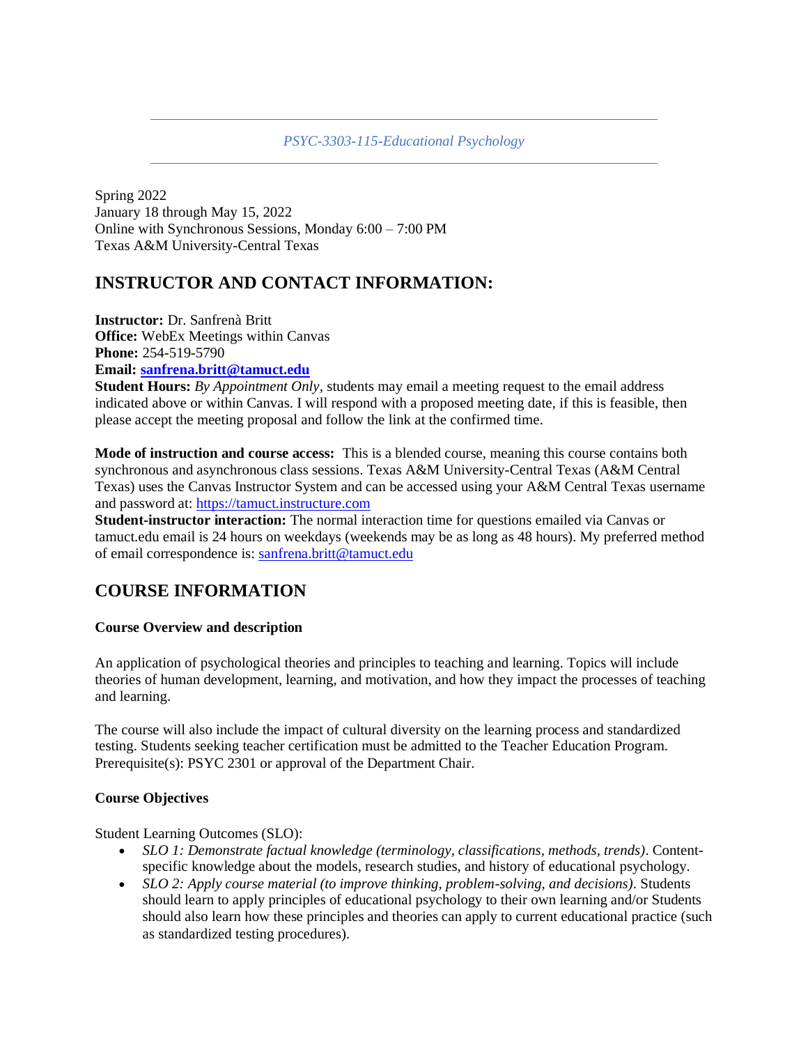*PSYC-3303-115-Educational Psychology*

Spring 2022
January 18 through May 15, 2022
Online with Synchronous Sessions, Monday 6:00 – 7:00 PM
Texas A&M University-Central Texas

## INSTRUCTOR AND CONTACT INFORMATION:

**Instructor:** Dr. Sanfrenà Britt
**Office:** WebEx Meetings within Canvas
**Phone:** 254-519-5790
**Email: sanfrena.britt@tamuct.edu**
**Student Hours:** *By Appointment Only*, students may email a meeting request to the email address indicated above or within Canvas. I will respond with a proposed meeting date, if this is feasible, then please accept the meeting proposal and follow the link at the confirmed time.

**Mode of instruction and course access:** This is a blended course, meaning this course contains both synchronous and asynchronous class sessions. Texas A&M University-Central Texas (A&M Central Texas) uses the Canvas Instructor System and can be accessed using your A&M Central Texas username and password at: https://tamuct.instructure.com
**Student-instructor interaction:** The normal interaction time for questions emailed via Canvas or tamuct.edu email is 24 hours on weekdays (weekends may be as long as 48 hours). My preferred method of email correspondence is: sanfrena.britt@tamuct.edu

## COURSE INFORMATION

### Course Overview and description

An application of psychological theories and principles to teaching and learning. Topics will include theories of human development, learning, and motivation, and how they impact the processes of teaching and learning.

The course will also include the impact of cultural diversity on the learning process and standardized testing. Students seeking teacher certification must be admitted to the Teacher Education Program. Prerequisite(s): PSYC 2301 or approval of the Department Chair.

### Course Objectives

Student Learning Outcomes (SLO):

- *SLO 1: Demonstrate factual knowledge (terminology, classifications, methods, trends)*. Content-specific knowledge about the models, research studies, and history of educational psychology.
- *SLO 2: Apply course material (to improve thinking, problem-solving, and decisions)*. Students should learn to apply principles of educational psychology to their own learning and/or Students should also learn how these principles and theories can apply to current educational practice (such as standardized testing procedures).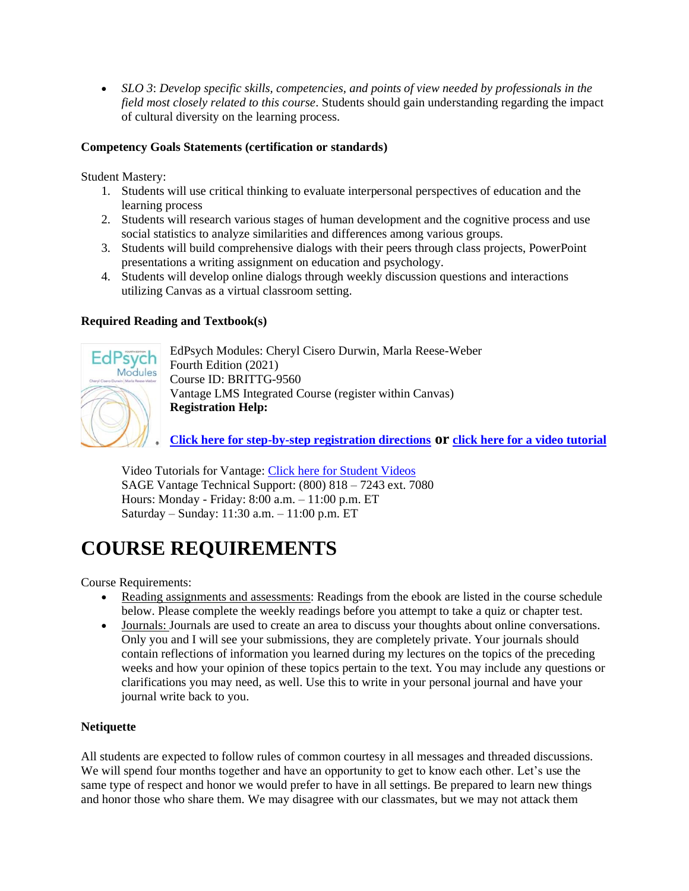- *SLO 3*: *Develop specific skills, competencies, and points of view needed by professionals in the field most closely related to this course*. Students should gain understanding regarding the impact of cultural diversity on the learning process.

**Competency Goals Statements (certification or standards)**

Student Mastery:

1. Students will use critical thinking to evaluate interpersonal perspectives of education and the learning process
2. Students will research various stages of human development and the cognitive process and use social statistics to analyze similarities and differences among various groups.
3. Students will build comprehensive dialogs with their peers through class projects, PowerPoint presentations a writing assignment on education and psychology.
4. Students will develop online dialogs through weekly discussion questions and interactions utilizing Canvas as a virtual classroom setting.

**Required Reading and Textbook(s)**

EdPsych Modules: Cheryl Cisero Durwin, Marla Reese-Weber
Fourth Edition (2021)
Course ID: BRITTG-9560
Vantage LMS Integrated Course (register within Canvas)
**Registration Help:**

**Click here for step-by-step registration directions or click here for a video tutorial**

Video Tutorials for Vantage: Click here for Student Videos
SAGE Vantage Technical Support: (800) 818 – 7243 ext. 7080
Hours: Monday - Friday: 8:00 a.m. – 11:00 p.m. ET
Saturday – Sunday: 11:30 a.m. – 11:00 p.m. ET

# COURSE REQUIREMENTS

Course Requirements:

- Reading assignments and assessments: Readings from the ebook are listed in the course schedule below. Please complete the weekly readings before you attempt to take a quiz or chapter test.
- Journals: Journals are used to create an area to discuss your thoughts about online conversations. Only you and I will see your submissions, they are completely private. Your journals should contain reflections of information you learned during my lectures on the topics of the preceding weeks and how your opinion of these topics pertain to the text. You may include any questions or clarifications you may need, as well. Use this to write in your personal journal and have your journal write back to you.

**Netiquette**

All students are expected to follow rules of common courtesy in all messages and threaded discussions. We will spend four months together and have an opportunity to get to know each other. Let's use the same type of respect and honor we would prefer to have in all settings. Be prepared to learn new things and honor those who share them. We may disagree with our classmates, but we may not attack them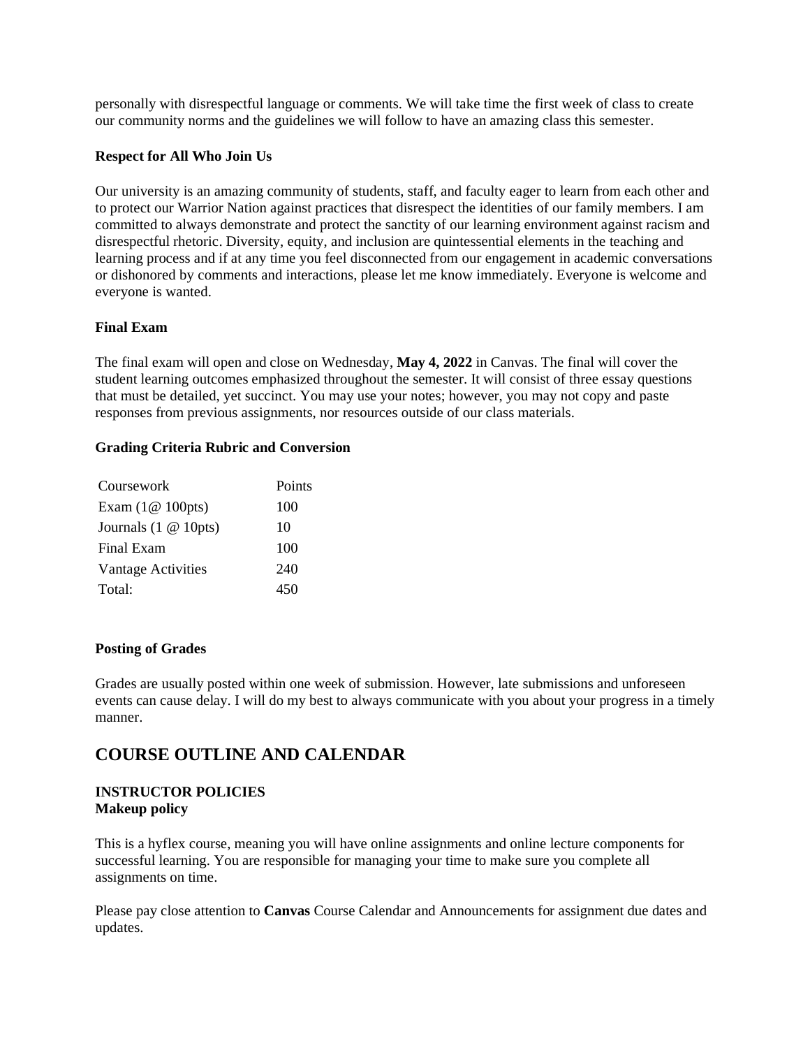personally with disrespectful language or comments. We will take time the first week of class to create our community norms and the guidelines we will follow to have an amazing class this semester.

**Respect for All Who Join Us**

Our university is an amazing community of students, staff, and faculty eager to learn from each other and to protect our Warrior Nation against practices that disrespect the identities of our family members. I am committed to always demonstrate and protect the sanctity of our learning environment against racism and disrespectful rhetoric. Diversity, equity, and inclusion are quintessential elements in the teaching and learning process and if at any time you feel disconnected from our engagement in academic conversations or dishonored by comments and interactions, please let me know immediately. Everyone is welcome and everyone is wanted.

**Final Exam**

The final exam will open and close on Wednesday, **May 4, 2022** in Canvas. The final will cover the student learning outcomes emphasized throughout the semester. It will consist of three essay questions that must be detailed, yet succinct. You may use your notes; however, you may not copy and paste responses from previous assignments, nor resources outside of our class materials.

**Grading Criteria Rubric and Conversion**

| Coursework | Points |
|---|---|
| Exam (1@ 100pts) | 100 |
| Journals (1 @ 10pts) | 10 |
| Final Exam | 100 |
| Vantage Activities | 240 |
| Total: | 450 |

**Posting of Grades**

Grades are usually posted within one week of submission. However, late submissions and unforeseen events can cause delay. I will do my best to always communicate with you about your progress in a timely manner.

## COURSE OUTLINE AND CALENDAR

**INSTRUCTOR POLICIES**
**Makeup policy**

This is a hyflex course, meaning you will have online assignments and online lecture components for successful learning. You are responsible for managing your time to make sure you complete all assignments on time.

Please pay close attention to **Canvas** Course Calendar and Announcements for assignment due dates and updates.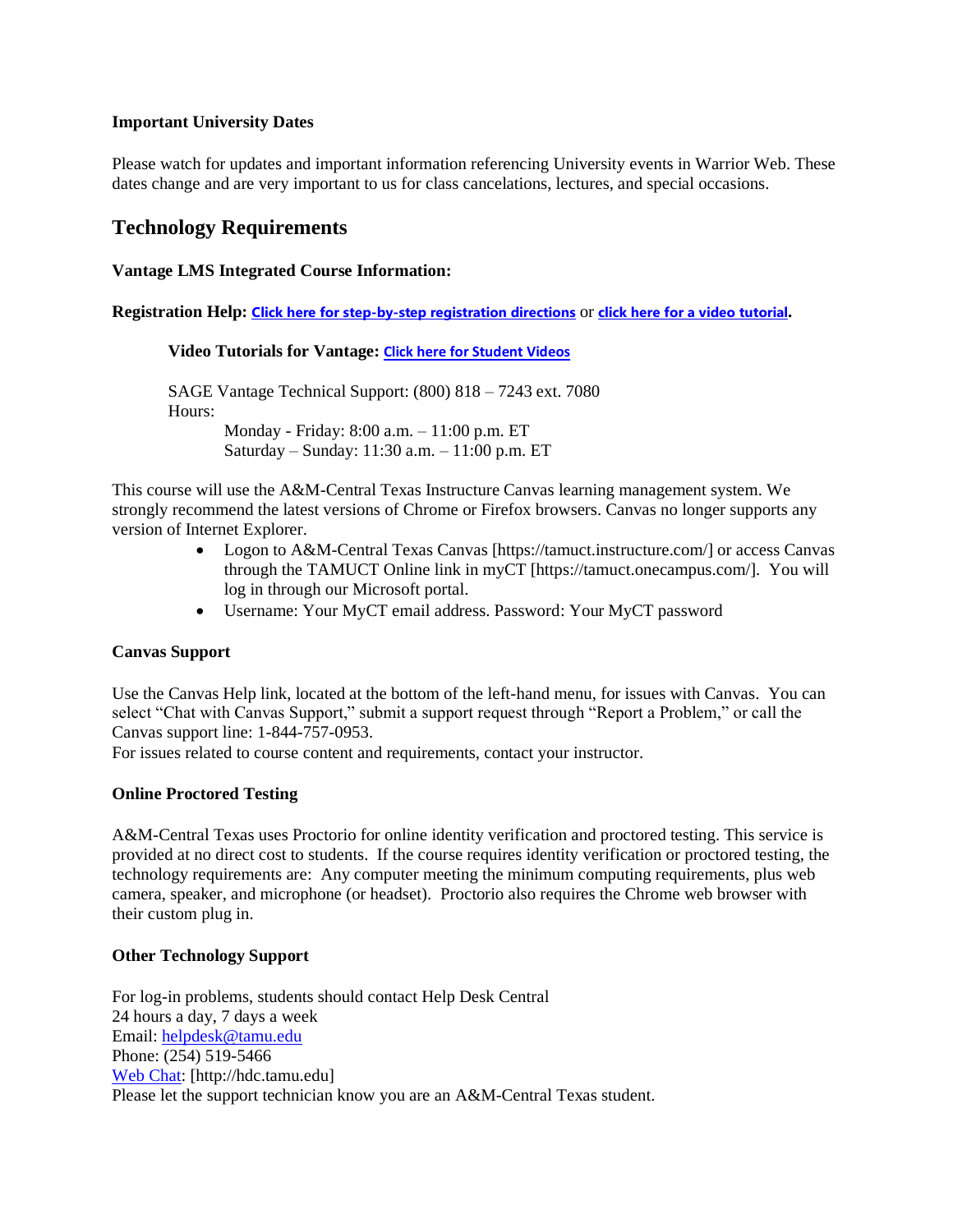**Important University Dates**

Please watch for updates and important information referencing University events in Warrior Web. These dates change and are very important to us for class cancelations, lectures, and special occasions.

## Technology Requirements

**Vantage LMS Integrated Course Information:**

**Registration Help:** [Click here for step-by-step registration directions]() or [click here for a video tutorial]().

**Video Tutorials for Vantage:** [Click here for Student Videos]()

SAGE Vantage Technical Support: (800) 818 – 7243 ext. 7080
Hours:
Monday - Friday: 8:00 a.m. – 11:00 p.m. ET
Saturday – Sunday: 11:30 a.m. – 11:00 p.m. ET

This course will use the A&M-Central Texas Instructure Canvas learning management system. We strongly recommend the latest versions of Chrome or Firefox browsers. Canvas no longer supports any version of Internet Explorer.

- Logon to A&M-Central Texas Canvas [https://tamuct.instructure.com/] or access Canvas through the TAMUCT Online link in myCT [https://tamuct.onecampus.com/]. You will log in through our Microsoft portal.
- Username: Your MyCT email address. Password: Your MyCT password

**Canvas Support**

Use the Canvas Help link, located at the bottom of the left-hand menu, for issues with Canvas. You can select "Chat with Canvas Support," submit a support request through "Report a Problem," or call the Canvas support line: 1-844-757-0953.
For issues related to course content and requirements, contact your instructor.

**Online Proctored Testing**

A&M-Central Texas uses Proctorio for online identity verification and proctored testing. This service is provided at no direct cost to students. If the course requires identity verification or proctored testing, the technology requirements are: Any computer meeting the minimum computing requirements, plus web camera, speaker, and microphone (or headset). Proctorio also requires the Chrome web browser with their custom plug in.

**Other Technology Support**

For log-in problems, students should contact Help Desk Central
24 hours a day, 7 days a week
Email: helpdesk@tamu.edu
Phone: (254) 519-5466
Web Chat: [http://hdc.tamu.edu]
Please let the support technician know you are an A&M-Central Texas student.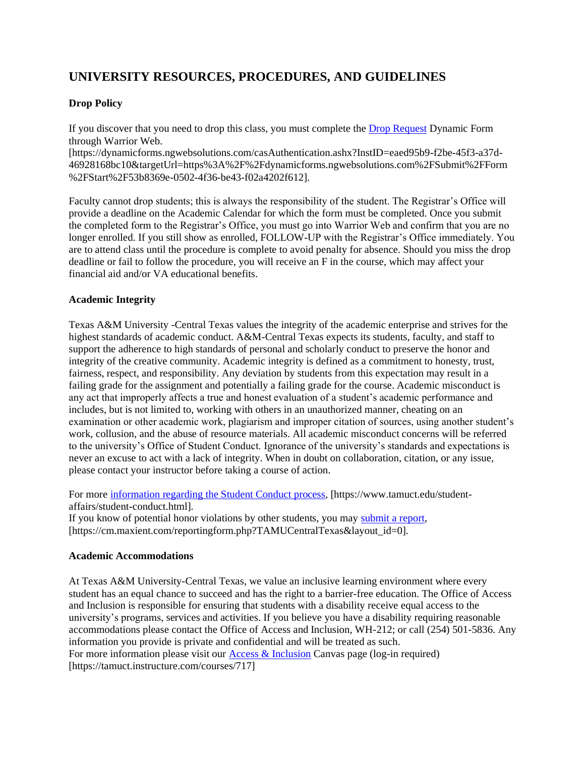# UNIVERSITY RESOURCES, PROCEDURES, AND GUIDELINES

### Drop Policy

If you discover that you need to drop this class, you must complete the [Drop Request](https://dynamicforms.ngwebsolutions.com/casAuthentication.ashx?InstID=eaed95b9-f2be-45f3-a37d-46928168bc10&targetUrl=https%3A%2F%2Fdynamicforms.ngwebsolutions.com%2FSubmit%2FForm%2FStart%2F53b8369e-0502-4f36-be43-f02a4202f612) Dynamic Form through Warrior Web.
[https://dynamicforms.ngwebsolutions.com/casAuthentication.ashx?InstID=eaed95b9-f2be-45f3-a37d-46928168bc10&targetUrl=https%3A%2F%2Fdynamicforms.ngwebsolutions.com%2FSubmit%2FForm%2FStart%2F53b8369e-0502-4f36-be43-f02a4202f612].

Faculty cannot drop students; this is always the responsibility of the student. The Registrar's Office will provide a deadline on the Academic Calendar for which the form must be completed. Once you submit the completed form to the Registrar's Office, you must go into Warrior Web and confirm that you are no longer enrolled. If you still show as enrolled, FOLLOW-UP with the Registrar's Office immediately. You are to attend class until the procedure is complete to avoid penalty for absence. Should you miss the drop deadline or fail to follow the procedure, you will receive an F in the course, which may affect your financial aid and/or VA educational benefits.

### Academic Integrity

Texas A&M University -Central Texas values the integrity of the academic enterprise and strives for the highest standards of academic conduct. A&M-Central Texas expects its students, faculty, and staff to support the adherence to high standards of personal and scholarly conduct to preserve the honor and integrity of the creative community. Academic integrity is defined as a commitment to honesty, trust, fairness, respect, and responsibility. Any deviation by students from this expectation may result in a failing grade for the assignment and potentially a failing grade for the course. Academic misconduct is any act that improperly affects a true and honest evaluation of a student's academic performance and includes, but is not limited to, working with others in an unauthorized manner, cheating on an examination or other academic work, plagiarism and improper citation of sources, using another student's work, collusion, and the abuse of resource materials. All academic misconduct concerns will be referred to the university's Office of Student Conduct. Ignorance of the university's standards and expectations is never an excuse to act with a lack of integrity. When in doubt on collaboration, citation, or any issue, please contact your instructor before taking a course of action.

For more [information regarding the Student Conduct process](https://www.tamuct.edu/student-affairs/student-conduct.html), [https://www.tamuct.edu/student-affairs/student-conduct.html].
If you know of potential honor violations by other students, you may [submit a report](https://cm.maxient.com/reportingform.php?TAMUCentralTexas&layout_id=0), [https://cm.maxient.com/reportingform.php?TAMUCentralTexas&layout_id=0].

### Academic Accommodations

At Texas A&M University-Central Texas, we value an inclusive learning environment where every student has an equal chance to succeed and has the right to a barrier-free education. The Office of Access and Inclusion is responsible for ensuring that students with a disability receive equal access to the university's programs, services and activities. If you believe you have a disability requiring reasonable accommodations please contact the Office of Access and Inclusion, WH-212; or call (254) 501-5836. Any information you provide is private and confidential and will be treated as such.
For more information please visit our [Access & Inclusion](https://tamuct.instructure.com/courses/717) Canvas page (log-in required) [https://tamuct.instructure.com/courses/717]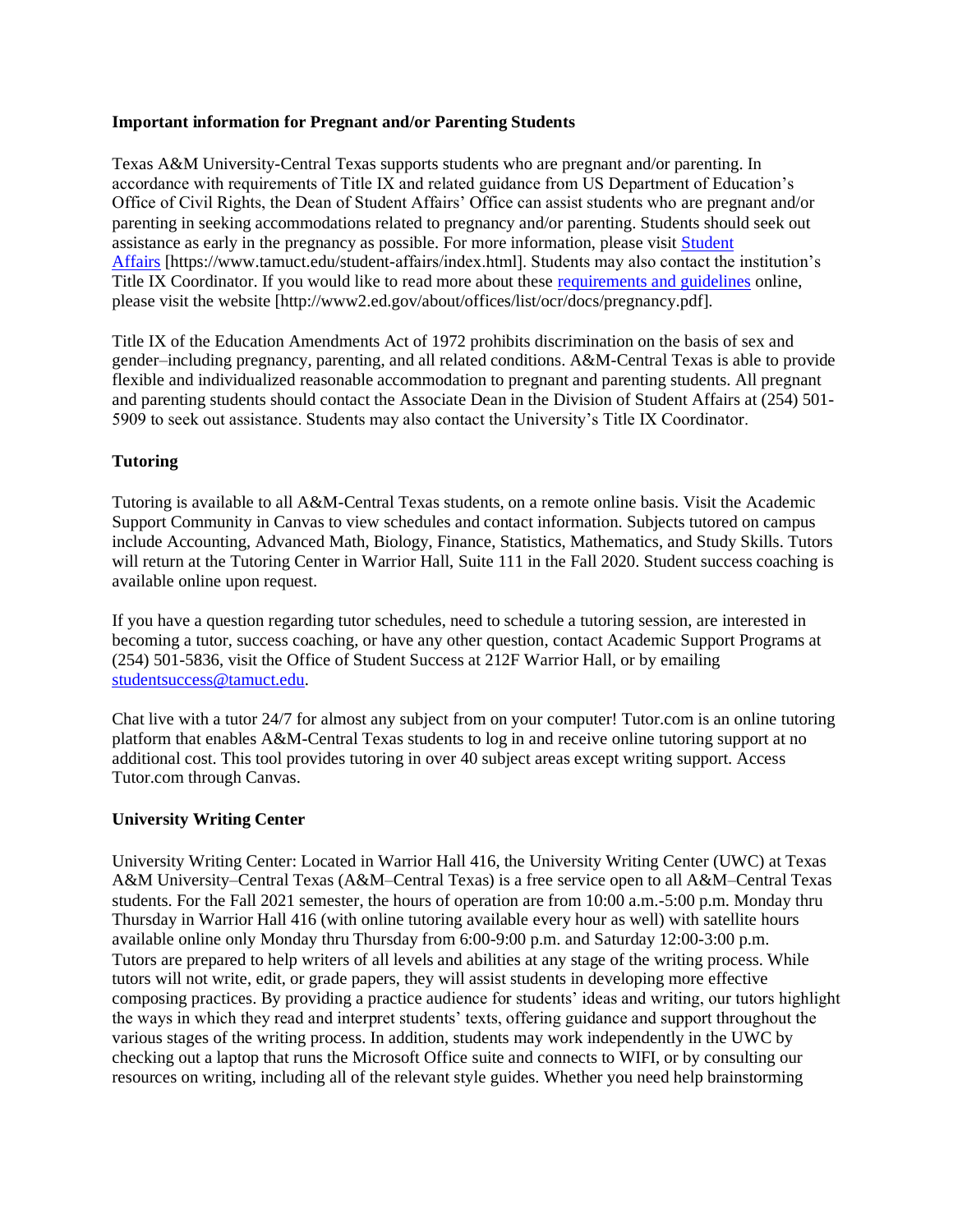**Important information for Pregnant and/or Parenting Students**

Texas A&M University-Central Texas supports students who are pregnant and/or parenting. In accordance with requirements of Title IX and related guidance from US Department of Education's Office of Civil Rights, the Dean of Student Affairs' Office can assist students who are pregnant and/or parenting in seeking accommodations related to pregnancy and/or parenting. Students should seek out assistance as early in the pregnancy as possible. For more information, please visit Student Affairs [https://www.tamuct.edu/student-affairs/index.html]. Students may also contact the institution's Title IX Coordinator. If you would like to read more about these requirements and guidelines online, please visit the website [http://www2.ed.gov/about/offices/list/ocr/docs/pregnancy.pdf].

Title IX of the Education Amendments Act of 1972 prohibits discrimination on the basis of sex and gender–including pregnancy, parenting, and all related conditions. A&M-Central Texas is able to provide flexible and individualized reasonable accommodation to pregnant and parenting students. All pregnant and parenting students should contact the Associate Dean in the Division of Student Affairs at (254) 501-5909 to seek out assistance. Students may also contact the University's Title IX Coordinator.

**Tutoring**

Tutoring is available to all A&M-Central Texas students, on a remote online basis. Visit the Academic Support Community in Canvas to view schedules and contact information. Subjects tutored on campus include Accounting, Advanced Math, Biology, Finance, Statistics, Mathematics, and Study Skills. Tutors will return at the Tutoring Center in Warrior Hall, Suite 111 in the Fall 2020. Student success coaching is available online upon request.

If you have a question regarding tutor schedules, need to schedule a tutoring session, are interested in becoming a tutor, success coaching, or have any other question, contact Academic Support Programs at (254) 501-5836, visit the Office of Student Success at 212F Warrior Hall, or by emailing studentsuccess@tamuct.edu.

Chat live with a tutor 24/7 for almost any subject from on your computer! Tutor.com is an online tutoring platform that enables A&M-Central Texas students to log in and receive online tutoring support at no additional cost. This tool provides tutoring in over 40 subject areas except writing support. Access Tutor.com through Canvas.

**University Writing Center**

University Writing Center: Located in Warrior Hall 416, the University Writing Center (UWC) at Texas A&M University–Central Texas (A&M–Central Texas) is a free service open to all A&M–Central Texas students. For the Fall 2021 semester, the hours of operation are from 10:00 a.m.-5:00 p.m. Monday thru Thursday in Warrior Hall 416 (with online tutoring available every hour as well) with satellite hours available online only Monday thru Thursday from 6:00-9:00 p.m. and Saturday 12:00-3:00 p.m. Tutors are prepared to help writers of all levels and abilities at any stage of the writing process. While tutors will not write, edit, or grade papers, they will assist students in developing more effective composing practices. By providing a practice audience for students' ideas and writing, our tutors highlight the ways in which they read and interpret students' texts, offering guidance and support throughout the various stages of the writing process. In addition, students may work independently in the UWC by checking out a laptop that runs the Microsoft Office suite and connects to WIFI, or by consulting our resources on writing, including all of the relevant style guides. Whether you need help brainstorming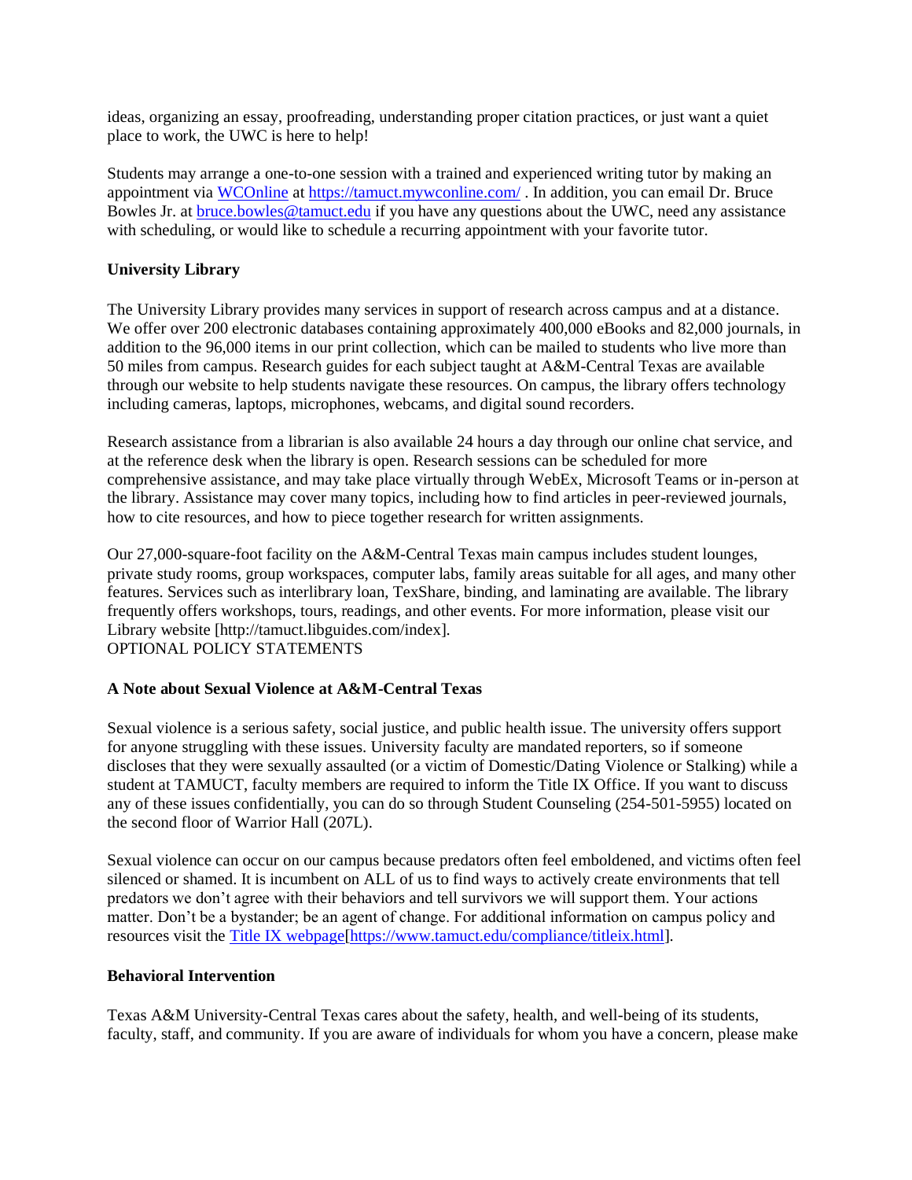ideas, organizing an essay, proofreading, understanding proper citation practices, or just want a quiet place to work, the UWC is here to help!

Students may arrange a one-to-one session with a trained and experienced writing tutor by making an appointment via [WCOnline](https://tamuct.mywconline.com/) at [https://tamuct.mywconline.com/](https://tamuct.mywconline.com/) . In addition, you can email Dr. Bruce Bowles Jr. at [bruce.bowles@tamuct.edu](mailto:bruce.bowles@tamuct.edu) if you have any questions about the UWC, need any assistance with scheduling, or would like to schedule a recurring appointment with your favorite tutor.

**University Library**

The University Library provides many services in support of research across campus and at a distance. We offer over 200 electronic databases containing approximately 400,000 eBooks and 82,000 journals, in addition to the 96,000 items in our print collection, which can be mailed to students who live more than 50 miles from campus. Research guides for each subject taught at A&M-Central Texas are available through our website to help students navigate these resources. On campus, the library offers technology including cameras, laptops, microphones, webcams, and digital sound recorders.

Research assistance from a librarian is also available 24 hours a day through our online chat service, and at the reference desk when the library is open. Research sessions can be scheduled for more comprehensive assistance, and may take place virtually through WebEx, Microsoft Teams or in-person at the library. Assistance may cover many topics, including how to find articles in peer-reviewed journals, how to cite resources, and how to piece together research for written assignments.

Our 27,000-square-foot facility on the A&M-Central Texas main campus includes student lounges, private study rooms, group workspaces, computer labs, family areas suitable for all ages, and many other features. Services such as interlibrary loan, TexShare, binding, and laminating are available. The library frequently offers workshops, tours, readings, and other events. For more information, please visit our Library website [http://tamuct.libguides.com/index].

OPTIONAL POLICY STATEMENTS

**A Note about Sexual Violence at A&M-Central Texas**

Sexual violence is a serious safety, social justice, and public health issue. The university offers support for anyone struggling with these issues. University faculty are mandated reporters, so if someone discloses that they were sexually assaulted (or a victim of Domestic/Dating Violence or Stalking) while a student at TAMUCT, faculty members are required to inform the Title IX Office. If you want to discuss any of these issues confidentially, you can do so through Student Counseling (254-501-5955) located on the second floor of Warrior Hall (207L).

Sexual violence can occur on our campus because predators often feel emboldened, and victims often feel silenced or shamed. It is incumbent on ALL of us to find ways to actively create environments that tell predators we don't agree with their behaviors and tell survivors we will support them. Your actions matter. Don't be a bystander; be an agent of change. For additional information on campus policy and resources visit the [Title IX webpage](https://www.tamuct.edu/compliance/titleix.html)[https://www.tamuct.edu/compliance/titleix.html].

**Behavioral Intervention**

Texas A&M University-Central Texas cares about the safety, health, and well-being of its students, faculty, staff, and community. If you are aware of individuals for whom you have a concern, please make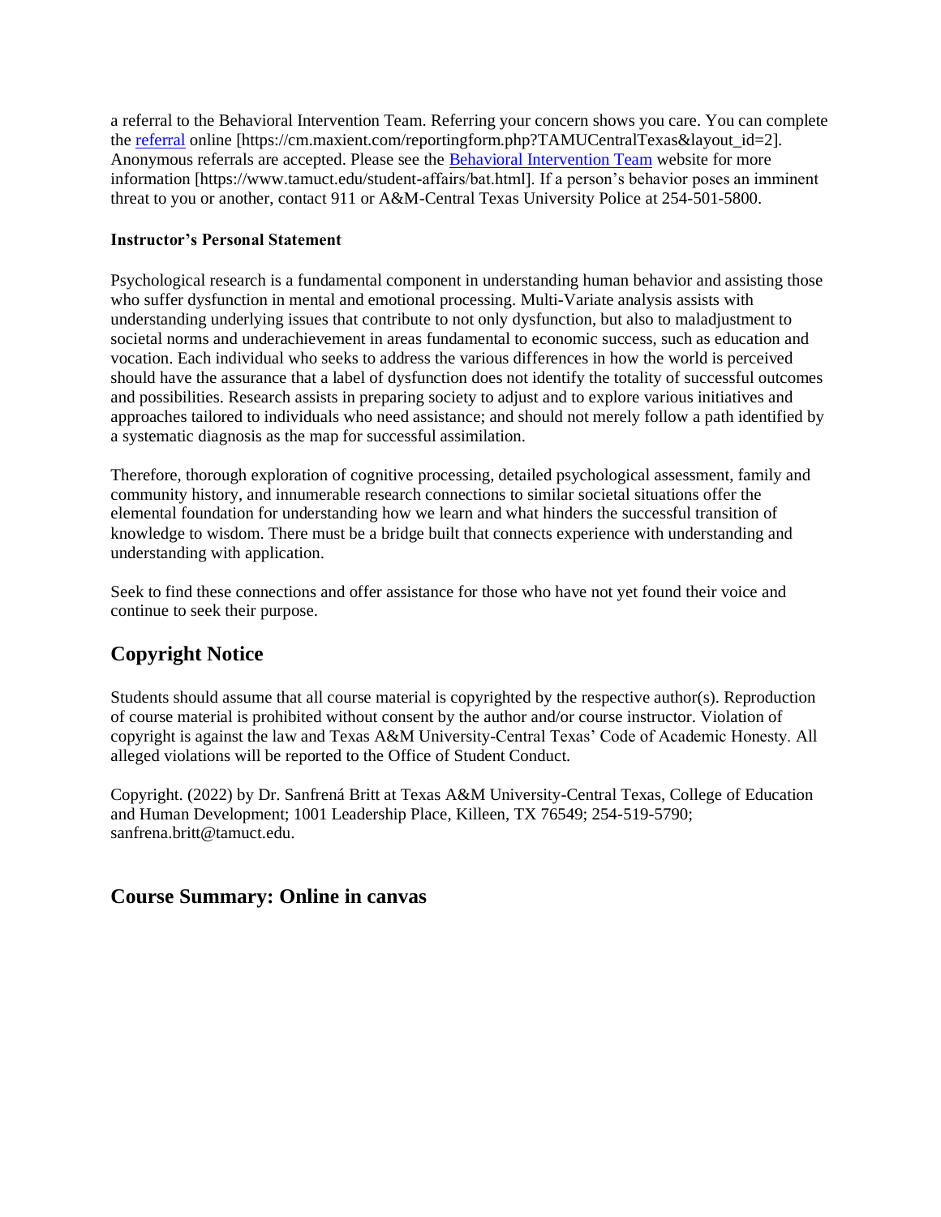a referral to the Behavioral Intervention Team. Referring your concern shows you care. You can complete the [referral](https://cm.maxient.com/reportingform.php?TAMUCentralTexas&layout_id=2) online [https://cm.maxient.com/reportingform.php?TAMUCentralTexas&layout_id=2]. Anonymous referrals are accepted. Please see the [Behavioral Intervention Team](https://www.tamuct.edu/student-affairs/bat.html) website for more information [https://www.tamuct.edu/student-affairs/bat.html]. If a person's behavior poses an imminent threat to you or another, contact 911 or A&M-Central Texas University Police at 254-501-5800.

**Instructor's Personal Statement**

Psychological research is a fundamental component in understanding human behavior and assisting those who suffer dysfunction in mental and emotional processing. Multi-Variate analysis assists with understanding underlying issues that contribute to not only dysfunction, but also to maladjustment to societal norms and underachievement in areas fundamental to economic success, such as education and vocation. Each individual who seeks to address the various differences in how the world is perceived should have the assurance that a label of dysfunction does not identify the totality of successful outcomes and possibilities. Research assists in preparing society to adjust and to explore various initiatives and approaches tailored to individuals who need assistance; and should not merely follow a path identified by a systematic diagnosis as the map for successful assimilation.

Therefore, thorough exploration of cognitive processing, detailed psychological assessment, family and community history, and innumerable research connections to similar societal situations offer the elemental foundation for understanding how we learn and what hinders the successful transition of knowledge to wisdom. There must be a bridge built that connects experience with understanding and understanding with application.

Seek to find these connections and offer assistance for those who have not yet found their voice and continue to seek their purpose.

## Copyright Notice

Students should assume that all course material is copyrighted by the respective author(s). Reproduction of course material is prohibited without consent by the author and/or course instructor. Violation of copyright is against the law and Texas A&M University-Central Texas' Code of Academic Honesty. All alleged violations will be reported to the Office of Student Conduct.

Copyright. (2022) by Dr. Sanfrená Britt at Texas A&M University-Central Texas, College of Education and Human Development; 1001 Leadership Place, Killeen, TX 76549; 254-519-5790; sanfrena.britt@tamuct.edu.

## Course Summary: Online in canvas